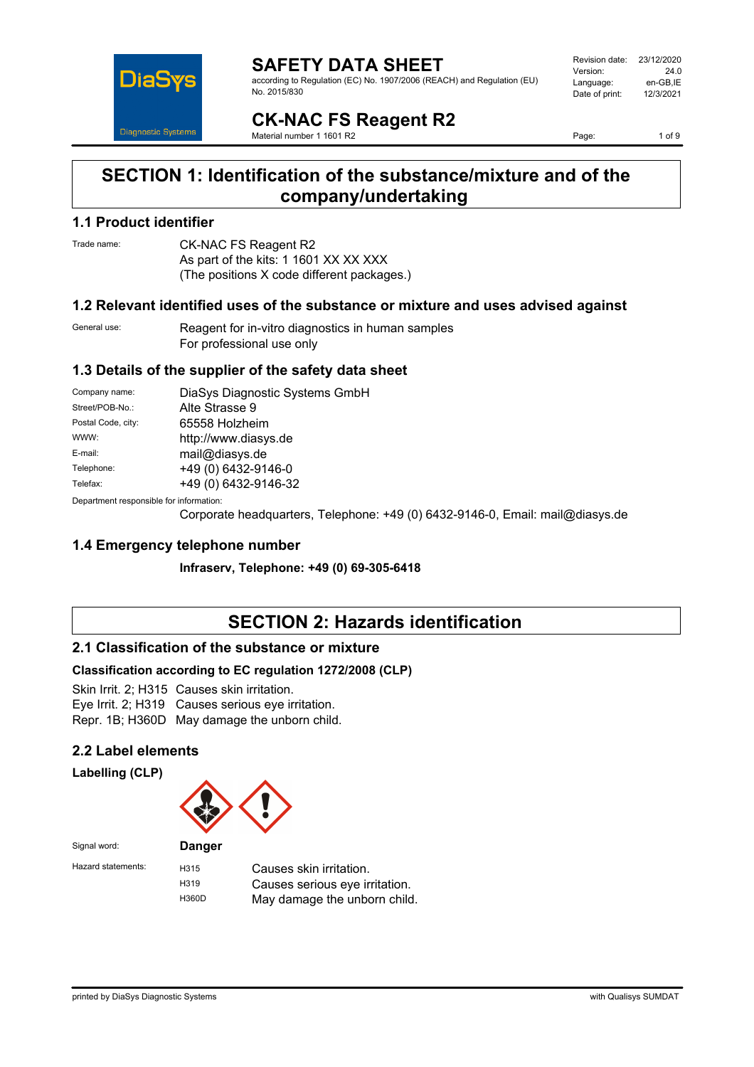# SAFETY DATA SHEET

according to Regulation (EC) No. 1907/2006 (REACH) and Regulation (EU) No. 2015/830

| | |
|---|---|
| Revision date: | 23/12/2020 |
| Version: | 24.0 |
| Language: | en-GB,IE |
| Date of print: | 12/3/2021 |

# CK-NAC FS Reagent R2

Material number 1 1601 R2

## SECTION 1: Identification of the substance/mixture and of the company/undertaking

### 1.1 Product identifier

Trade name: CK-NAC FS Reagent R2
As part of the kits: 1 1601 XX XX XXX
(The positions X code different packages.)

### 1.2 Relevant identified uses of the substance or mixture and uses advised against

General use: Reagent for in-vitro diagnostics in human samples
For professional use only

### 1.3 Details of the supplier of the safety data sheet

| | |
|---|---|
| Company name: | DiaSys Diagnostic Systems GmbH |
| Street/POB-No.: | Alte Strasse 9 |
| Postal Code, city: | 65558 Holzheim |
| WWW: | http://www.diasys.de |
| E-mail: | mail@diasys.de |
| Telephone: | +49 (0) 6432-9146-0 |
| Telefax: | +49 (0) 6432-9146-32 |

Department responsible for information:
Corporate headquarters, Telephone: +49 (0) 6432-9146-0, Email: mail@diasys.de

### 1.4 Emergency telephone number

**Infraserv, Telephone: +49 (0) 69-305-6418**

## SECTION 2: Hazards identification

### 2.1 Classification of the substance or mixture

**Classification according to EC regulation 1272/2008 (CLP)**

Skin Irrit. 2; H315 Causes skin irritation.
Eye Irrit. 2; H319 Causes serious eye irritation.
Repr. 1B; H360D May damage the unborn child.

### 2.2 Label elements

**Labelling (CLP)**

Signal word: **Danger**

Hazard statements:

| | |
|---|---|
| H315 | Causes skin irritation. |
| H319 | Causes serious eye irritation. |
| H360D | May damage the unborn child. |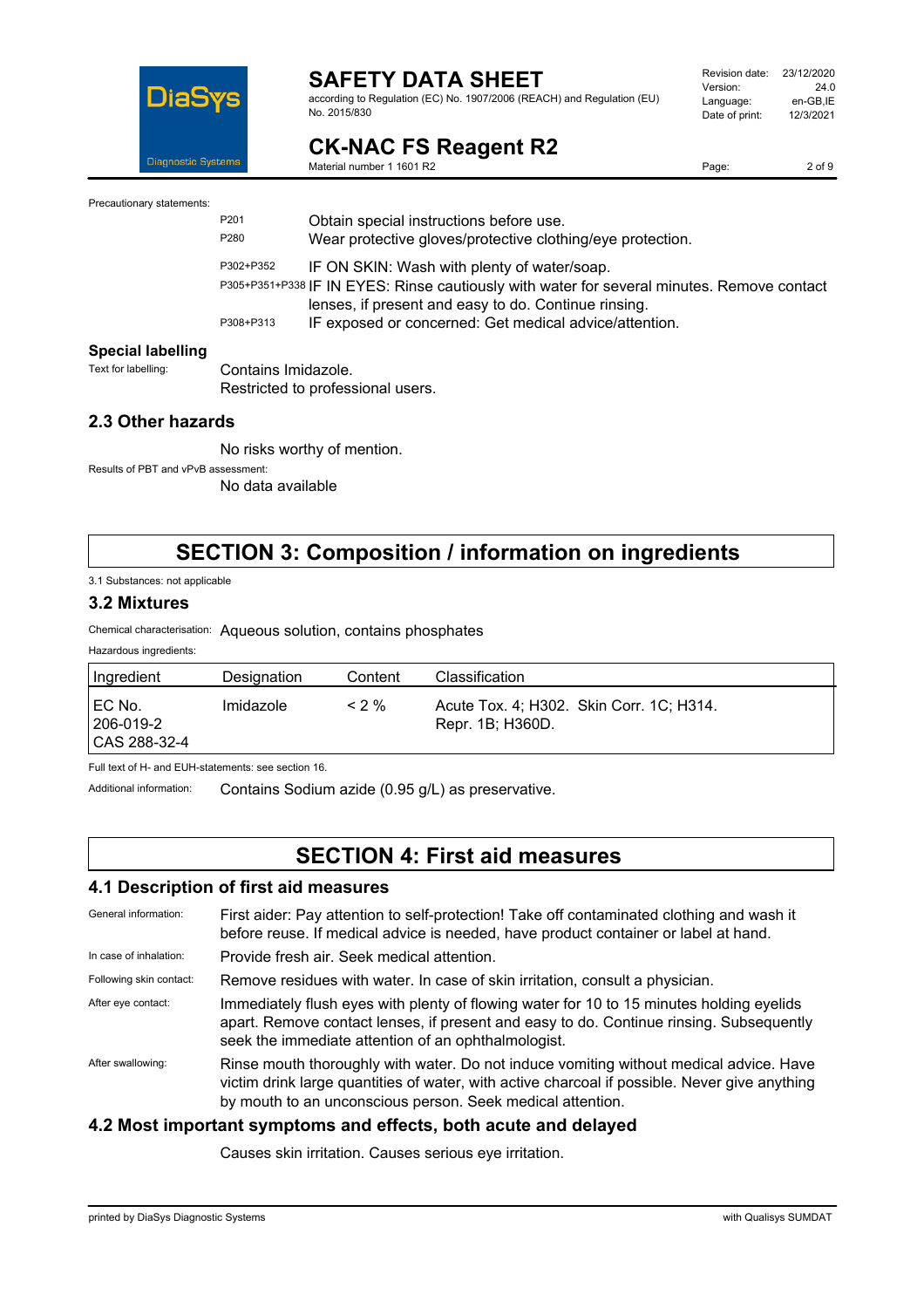Precautionary statements:

| | |
|---|---|
| P201 | Obtain special instructions before use. |
| P280 | Wear protective gloves/protective clothing/eye protection. |
| P302+P352 | IF ON SKIN: Wash with plenty of water/soap. |
| P305+P351+P338 | IF IN EYES: Rinse cautiously with water for several minutes. Remove contact lenses, if present and easy to do. Continue rinsing. |
| P308+P313 | IF exposed or concerned: Get medical advice/attention. |

### Special labelling

Text for labelling: Contains Imidazole.
Restricted to professional users.

### 2.3 Other hazards

No risks worthy of mention.

Results of PBT and vPvB assessment:
No data available

## SECTION 3: Composition / information on ingredients

3.1 Substances: not applicable

### 3.2 Mixtures

Chemical characterisation: Aqueous solution, contains phosphates

Hazardous ingredients:

| Ingredient | Designation | Content | Classification |
|---|---|---|---|
| EC No. 206-019-2 CAS 288-32-4 | Imidazole | < 2 % | Acute Tox. 4; H302. Skin Corr. 1C; H314. Repr. 1B; H360D. |

Full text of H- and EUH-statements: see section 16.

Additional information: Contains Sodium azide (0.95 g/L) as preservative.

## SECTION 4: First aid measures

### 4.1 Description of first aid measures

General information: First aider: Pay attention to self-protection! Take off contaminated clothing and wash it before reuse. If medical advice is needed, have product container or label at hand.

In case of inhalation: Provide fresh air. Seek medical attention.

Following skin contact: Remove residues with water. In case of skin irritation, consult a physician.

After eye contact: Immediately flush eyes with plenty of flowing water for 10 to 15 minutes holding eyelids apart. Remove contact lenses, if present and easy to do. Continue rinsing. Subsequently seek the immediate attention of an ophthalmologist.

After swallowing: Rinse mouth thoroughly with water. Do not induce vomiting without medical advice. Have victim drink large quantities of water, with active charcoal if possible. Never give anything by mouth to an unconscious person. Seek medical attention.

### 4.2 Most important symptoms and effects, both acute and delayed

Causes skin irritation. Causes serious eye irritation.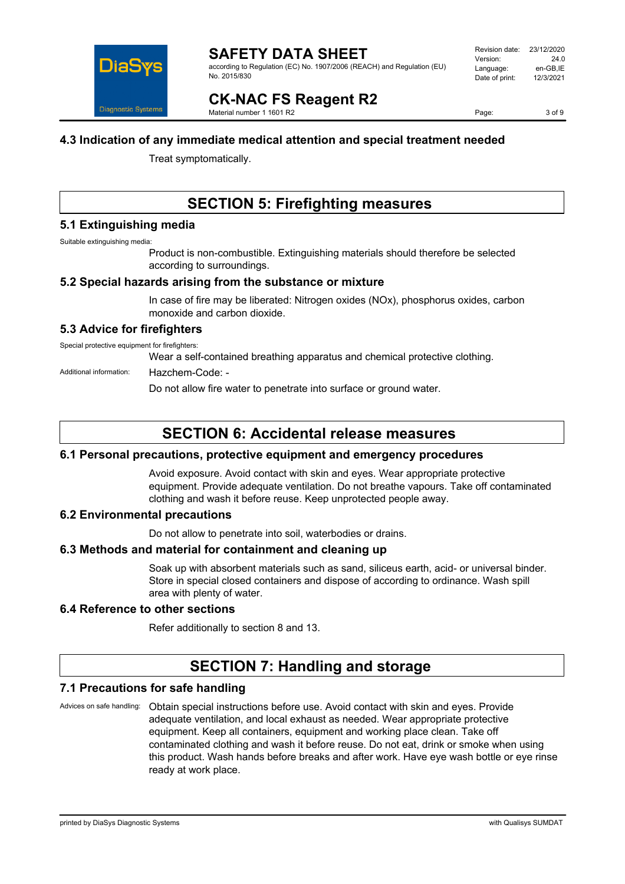### 4.3 Indication of any immediate medical attention and special treatment needed

Treat symptomatically.

## SECTION 5: Firefighting measures

### 5.1 Extinguishing media

Suitable extinguishing media:

Product is non-combustible. Extinguishing materials should therefore be selected according to surroundings.

### 5.2 Special hazards arising from the substance or mixture

In case of fire may be liberated: Nitrogen oxides (NOx), phosphorus oxides, carbon monoxide and carbon dioxide.

### 5.3 Advice for firefighters

Special protective equipment for firefighters:

Wear a self-contained breathing apparatus and chemical protective clothing.

Additional information: Hazchem-Code: -

Do not allow fire water to penetrate into surface or ground water.

## SECTION 6: Accidental release measures

### 6.1 Personal precautions, protective equipment and emergency procedures

Avoid exposure. Avoid contact with skin and eyes. Wear appropriate protective equipment. Provide adequate ventilation. Do not breathe vapours. Take off contaminated clothing and wash it before reuse. Keep unprotected people away.

### 6.2 Environmental precautions

Do not allow to penetrate into soil, waterbodies or drains.

### 6.3 Methods and material for containment and cleaning up

Soak up with absorbent materials such as sand, siliceus earth, acid- or universal binder. Store in special closed containers and dispose of according to ordinance. Wash spill area with plenty of water.

### 6.4 Reference to other sections

Refer additionally to section 8 and 13.

## SECTION 7: Handling and storage

### 7.1 Precautions for safe handling

Advices on safe handling: Obtain special instructions before use. Avoid contact with skin and eyes. Provide adequate ventilation, and local exhaust as needed. Wear appropriate protective equipment. Keep all containers, equipment and working place clean. Take off contaminated clothing and wash it before reuse. Do not eat, drink or smoke when using this product. Wash hands before breaks and after work. Have eye wash bottle or eye rinse ready at work place.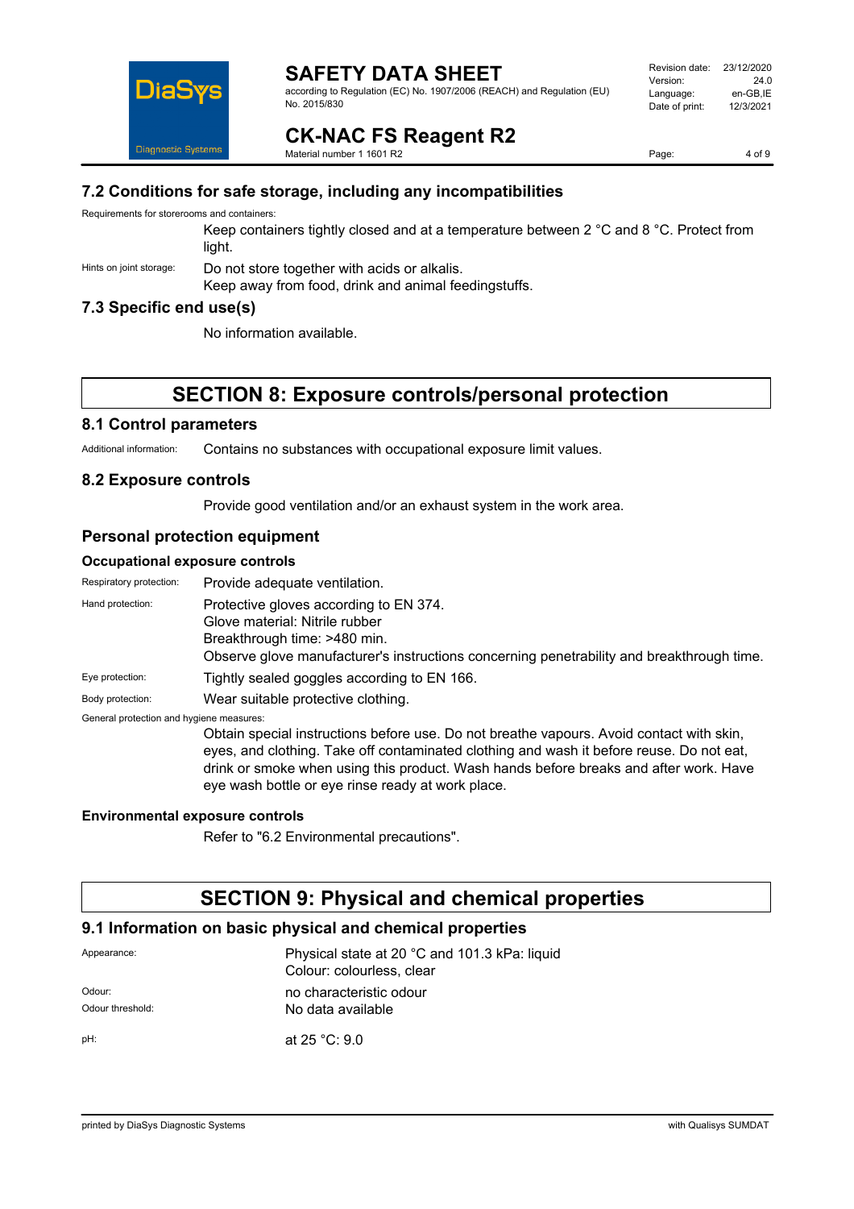## 7.2 Conditions for safe storage, including any incompatibilities

Requirements for storerooms and containers:

Keep containers tightly closed and at a temperature between 2 °C and 8 °C. Protect from light.

Hints on joint storage: Do not store together with acids or alkalis.
Keep away from food, drink and animal feedingstuffs.

## 7.3 Specific end use(s)

No information available.

# SECTION 8: Exposure controls/personal protection

## 8.1 Control parameters

Additional information: Contains no substances with occupational exposure limit values.

## 8.2 Exposure controls

Provide good ventilation and/or an exhaust system in the work area.

## Personal protection equipment

### Occupational exposure controls

Respiratory protection: Provide adequate ventilation.

Hand protection: Protective gloves according to EN 374.
Glove material: Nitrile rubber
Breakthrough time: >480 min.
Observe glove manufacturer's instructions concerning penetrability and breakthrough time.

Eye protection: Tightly sealed goggles according to EN 166.

Body protection: Wear suitable protective clothing.

General protection and hygiene measures:

Obtain special instructions before use. Do not breathe vapours. Avoid contact with skin, eyes, and clothing. Take off contaminated clothing and wash it before reuse. Do not eat, drink or smoke when using this product. Wash hands before breaks and after work. Have eye wash bottle or eye rinse ready at work place.

### Environmental exposure controls

Refer to "6.2 Environmental precautions".

# SECTION 9: Physical and chemical properties

## 9.1 Information on basic physical and chemical properties

Appearance: Physical state at 20 °C and 101.3 kPa: liquid
Colour: colourless, clear

Odour: no characteristic odour

Odour threshold: No data available

pH: at 25 °C: 9.0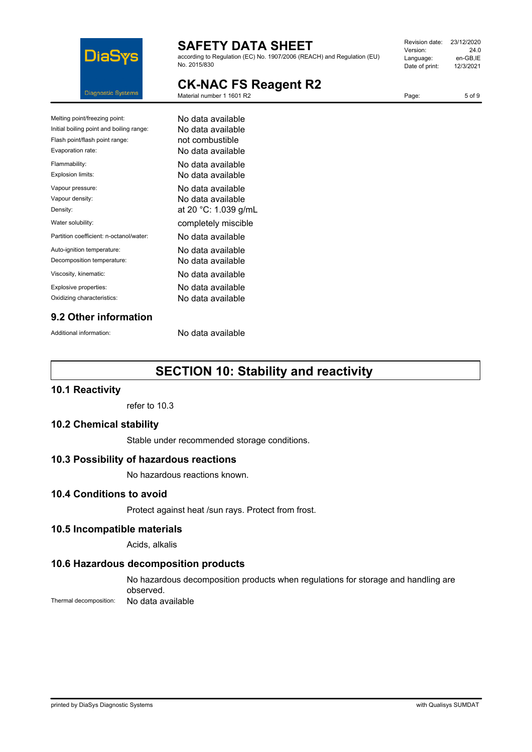| Property | Value |
| --- | --- |
| Melting point/freezing point: | No data available |
| Initial boiling point and boiling range: | No data available |
| Flash point/flash point range: | not combustible |
| Evaporation rate: | No data available |
| Flammability: | No data available |
| Explosion limits: | No data available |
| Vapour pressure: | No data available |
| Vapour density: | No data available |
| Density: | at 20 °C: 1.039 g/mL |
| Water solubility: | completely miscible |
| Partition coefficient: n-octanol/water: | No data available |
| Auto-ignition temperature: | No data available |
| Decomposition temperature: | No data available |
| Viscosity, kinematic: | No data available |
| Explosive properties: | No data available |
| Oxidizing characteristics: | No data available |

### 9.2 Other information

Additional information: No data available

## SECTION 10: Stability and reactivity

### 10.1 Reactivity

refer to 10.3

### 10.2 Chemical stability

Stable under recommended storage conditions.

### 10.3 Possibility of hazardous reactions

No hazardous reactions known.

### 10.4 Conditions to avoid

Protect against heat /sun rays. Protect from frost.

### 10.5 Incompatible materials

Acids, alkalis

### 10.6 Hazardous decomposition products

No hazardous decomposition products when regulations for storage and handling are observed.

Thermal decomposition: No data available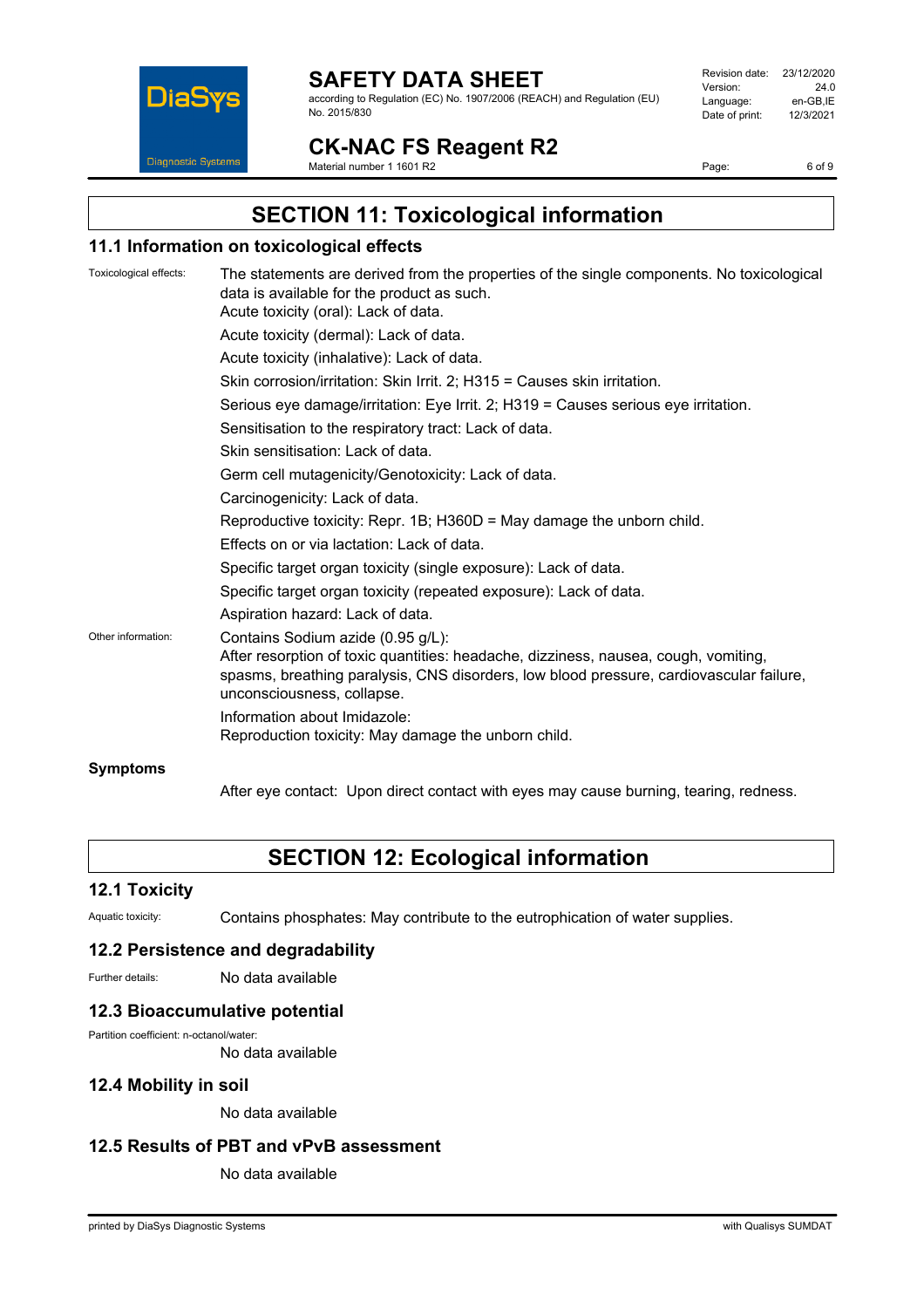# SECTION 11: Toxicological information

## 11.1 Information on toxicological effects

Toxicological effects: The statements are derived from the properties of the single components. No toxicological data is available for the product as such.

Acute toxicity (oral): Lack of data.

Acute toxicity (dermal): Lack of data.

Acute toxicity (inhalative): Lack of data.

Skin corrosion/irritation: Skin Irrit. 2; H315 = Causes skin irritation.

Serious eye damage/irritation: Eye Irrit. 2; H319 = Causes serious eye irritation.

Sensitisation to the respiratory tract: Lack of data.

Skin sensitisation: Lack of data.

Germ cell mutagenicity/Genotoxicity: Lack of data.

Carcinogenicity: Lack of data.

Reproductive toxicity: Repr. 1B; H360D = May damage the unborn child.

Effects on or via lactation: Lack of data.

Specific target organ toxicity (single exposure): Lack of data.

Specific target organ toxicity (repeated exposure): Lack of data.

Aspiration hazard: Lack of data.

Other information: Contains Sodium azide (0.95 g/L):
After resorption of toxic quantities: headache, dizziness, nausea, cough, vomiting, spasms, breathing paralysis, CNS disorders, low blood pressure, cardiovascular failure, unconsciousness, collapse.

Information about Imidazole:
Reproduction toxicity: May damage the unborn child.

**Symptoms**

After eye contact: Upon direct contact with eyes may cause burning, tearing, redness.

# SECTION 12: Ecological information

## 12.1 Toxicity

Aquatic toxicity: Contains phosphates: May contribute to the eutrophication of water supplies.

## 12.2 Persistence and degradability

Further details: No data available

## 12.3 Bioaccumulative potential

Partition coefficient: n-octanol/water:
No data available

## 12.4 Mobility in soil

No data available

## 12.5 Results of PBT and vPvB assessment

No data available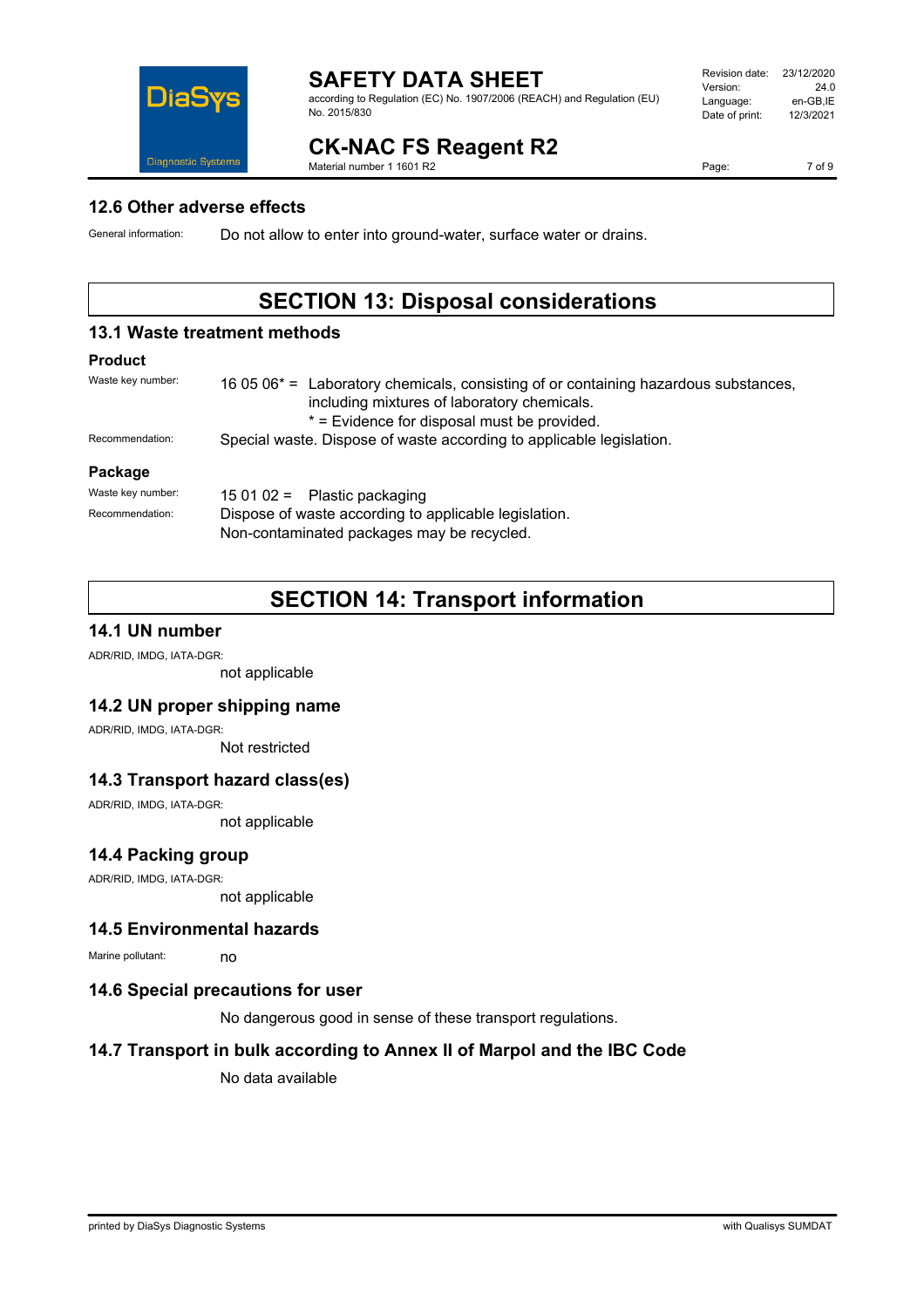## 12.6 Other adverse effects

General information: Do not allow to enter into ground-water, surface water or drains.

# SECTION 13: Disposal considerations

## 13.1 Waste treatment methods

### Product

Waste key number: 16 05 06* = Laboratory chemicals, consisting of or containing hazardous substances, including mixtures of laboratory chemicals.
* = Evidence for disposal must be provided.

Recommendation: Special waste. Dispose of waste according to applicable legislation.

### Package

Waste key number: 15 01 02 = Plastic packaging

Recommendation: Dispose of waste according to applicable legislation.
Non-contaminated packages may be recycled.

# SECTION 14: Transport information

## 14.1 UN number

ADR/RID, IMDG, IATA-DGR:
not applicable

## 14.2 UN proper shipping name

ADR/RID, IMDG, IATA-DGR:
Not restricted

## 14.3 Transport hazard class(es)

ADR/RID, IMDG, IATA-DGR:
not applicable

## 14.4 Packing group

ADR/RID, IMDG, IATA-DGR:
not applicable

## 14.5 Environmental hazards

Marine pollutant: no

## 14.6 Special precautions for user

No dangerous good in sense of these transport regulations.

## 14.7 Transport in bulk according to Annex II of Marpol and the IBC Code

No data available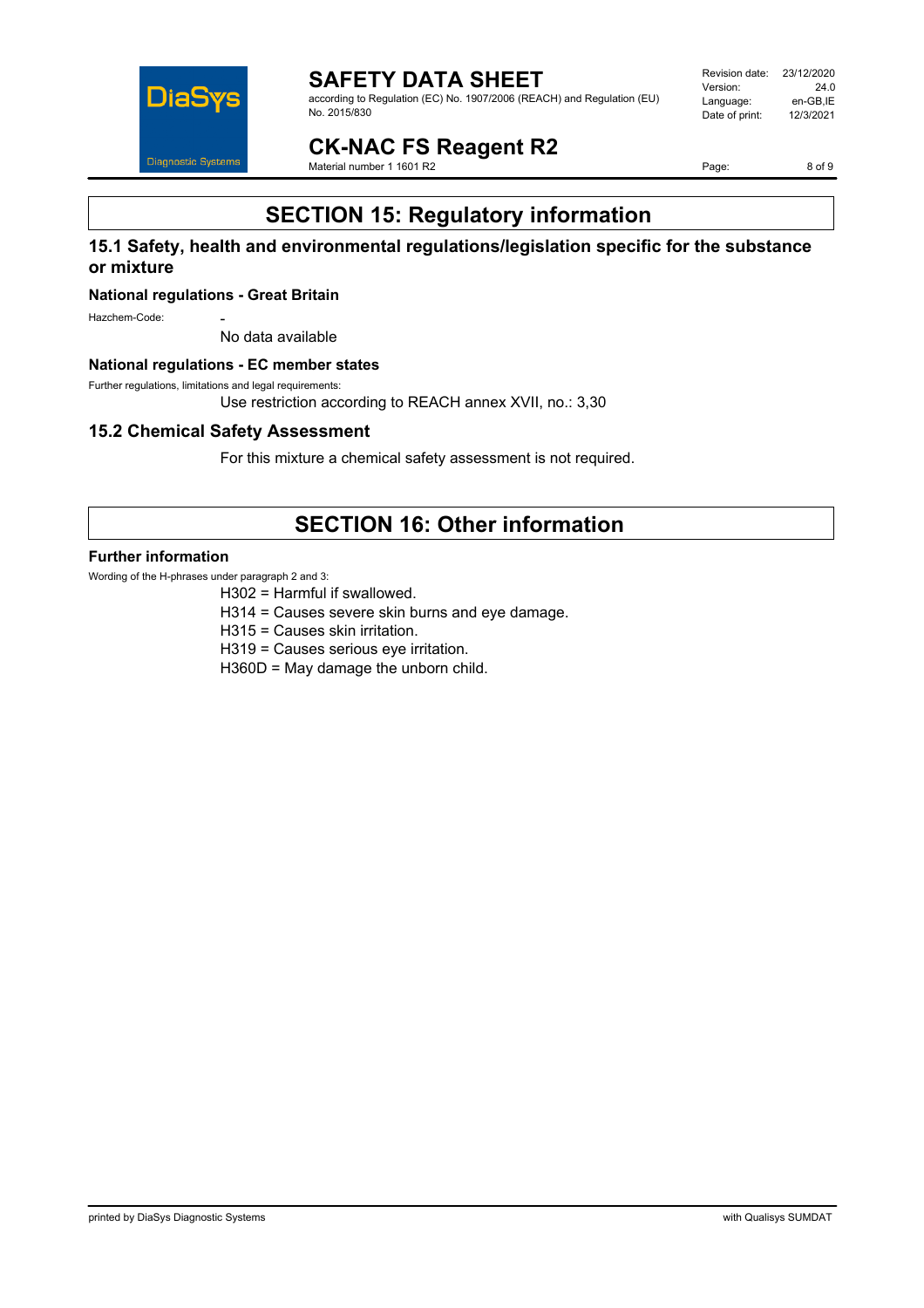# SECTION 15: Regulatory information

## 15.1 Safety, health and environmental regulations/legislation specific for the substance or mixture

### National regulations - Great Britain

Hazchem-Code: -

No data available

### National regulations - EC member states

Further regulations, limitations and legal requirements:

Use restriction according to REACH annex XVII, no.: 3,30

## 15.2 Chemical Safety Assessment

For this mixture a chemical safety assessment is not required.

# SECTION 16: Other information

### Further information

Wording of the H-phrases under paragraph 2 and 3:

H302 = Harmful if swallowed.

H314 = Causes severe skin burns and eye damage.

H315 = Causes skin irritation.

H319 = Causes serious eye irritation.

H360D = May damage the unborn child.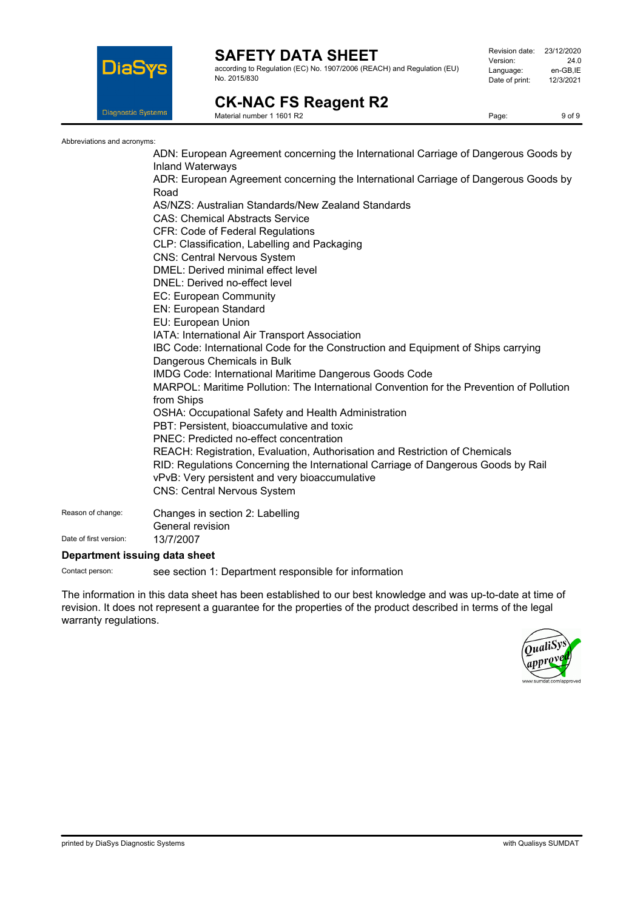Abbreviations and acronyms:

ADN: European Agreement concerning the International Carriage of Dangerous Goods by Inland Waterways
ADR: European Agreement concerning the International Carriage of Dangerous Goods by Road
AS/NZS: Australian Standards/New Zealand Standards
CAS: Chemical Abstracts Service
CFR: Code of Federal Regulations
CLP: Classification, Labelling and Packaging
CNS: Central Nervous System
DMEL: Derived minimal effect level
DNEL: Derived no-effect level
EC: European Community
EN: European Standard
EU: European Union
IATA: International Air Transport Association
IBC Code: International Code for the Construction and Equipment of Ships carrying Dangerous Chemicals in Bulk
IMDG Code: International Maritime Dangerous Goods Code
MARPOL: Maritime Pollution: The International Convention for the Prevention of Pollution from Ships
OSHA: Occupational Safety and Health Administration
PBT: Persistent, bioaccumulative and toxic
PNEC: Predicted no-effect concentration
REACH: Registration, Evaluation, Authorisation and Restriction of Chemicals
RID: Regulations Concerning the International Carriage of Dangerous Goods by Rail
vPvB: Very persistent and very bioaccumulative
CNS: Central Nervous System

Reason of change: Changes in section 2: Labelling
General revision

Date of first version: 13/7/2007

**Department issuing data sheet**

Contact person: see section 1: Department responsible for information

The information in this data sheet has been established to our best knowledge and was up-to-date at time of revision. It does not represent a guarantee for the properties of the product described in terms of the legal warranty regulations.